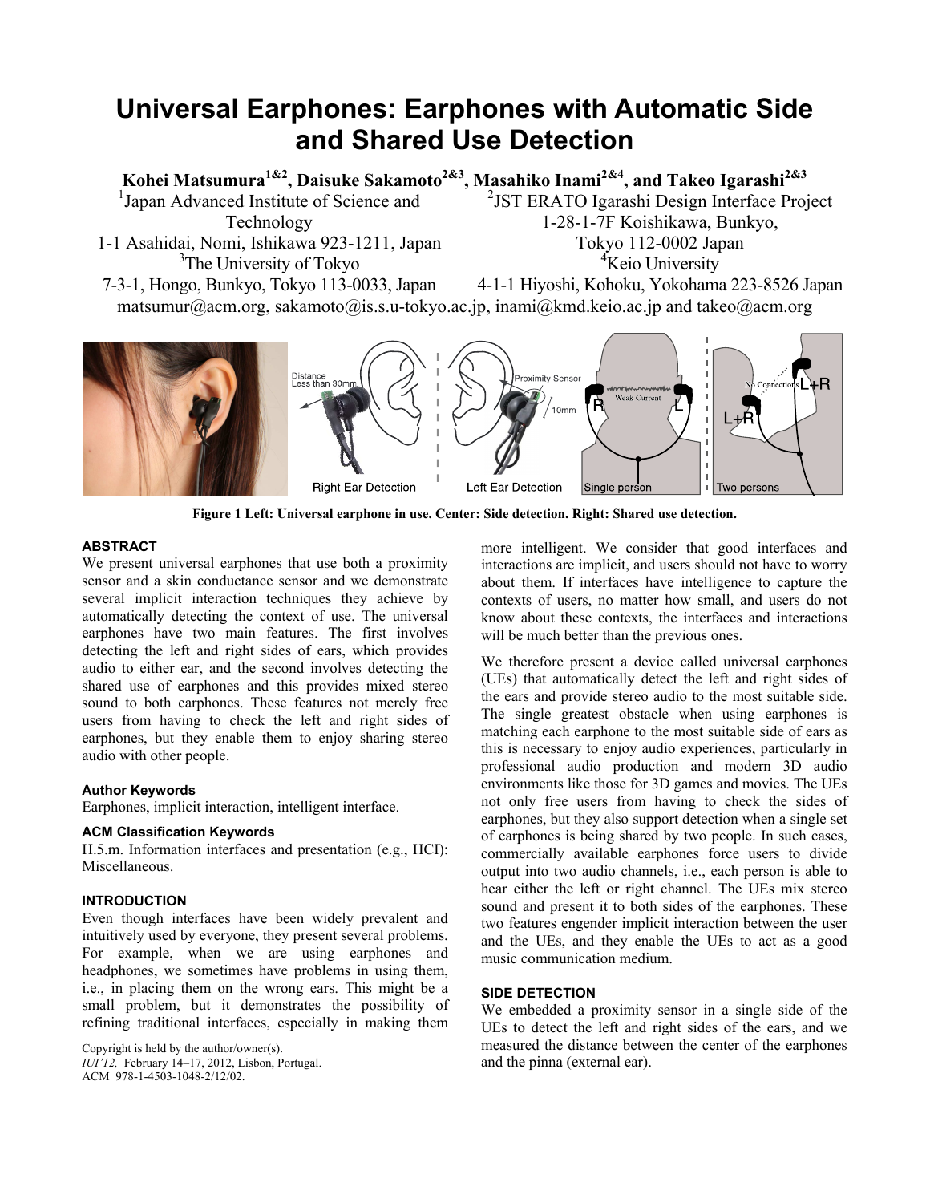# Universal Earphones: Earphones with Automatic Side and Shared Use Detection

**Kohei Matsumura[1&2], Daisuke Sakamoto[2&3], Masahiko Inami[2&4], and Takeo Igarashi[2&3]**

[1]Japan Advanced Institute of Science and Technology
1-1 Asahidai, Nomi, Ishikawa 923-1211, Japan

[2]JST ERATO Igarashi Design Interface Project
1-28-1-7F Koishikawa, Bunkyo, Tokyo 112-0002 Japan

[3]The University of Tokyo
7-3-1, Hongo, Bunkyo, Tokyo 113-0033, Japan

[4]Keio University
4-1-1 Hiyoshi, Kohoku, Yokohama 223-8526 Japan

matsumur@acm.org, sakamoto@is.s.u-tokyo.ac.jp, inami@kmd.keio.ac.jp and takeo@acm.org

Distance Less than 30mm
Right Ear Detection
Proximity Sensor
10mm
Left Ear Detection
R
Weak Current
L
Single person
No Connection
L+R
L+R
Two persons

**Figure 1 Left: Universal earphone in use. Center: Side detection. Right: Shared use detection.**

## ABSTRACT

We present universal earphones that use both a proximity sensor and a skin conductance sensor and we demonstrate several implicit interaction techniques they achieve by automatically detecting the context of use. The universal earphones have two main features. The first involves detecting the left and right sides of ears, which provides audio to either ear, and the second involves detecting the shared use of earphones and this provides mixed stereo sound to both earphones. These features not merely free users from having to check the left and right sides of earphones, but they enable them to enjoy sharing stereo audio with other people.

### Author Keywords

Earphones, implicit interaction, intelligent interface.

### ACM Classification Keywords

H.5.m. Information interfaces and presentation (e.g., HCI): Miscellaneous.

## INTRODUCTION

Even though interfaces have been widely prevalent and intuitively used by everyone, they present several problems. For example, when we are using earphones and headphones, we sometimes have problems in using them, i.e., in placing them on the wrong ears. This might be a small problem, but it demonstrates the possibility of refining traditional interfaces, especially in making them more intelligent. We consider that good interfaces and interactions are implicit, and users should not have to worry about them. If interfaces have intelligence to capture the contexts of users, no matter how small, and users do not know about these contexts, the interfaces and interactions will be much better than the previous ones.

Copyright is held by the author/owner(s).
*IUI'12,* February 14–17, 2012, Lisbon, Portugal.
ACM 978-1-4503-1048-2/12/02.

We therefore present a device called universal earphones (UEs) that automatically detect the left and right sides of the ears and provide stereo audio to the most suitable side. The single greatest obstacle when using earphones is matching each earphone to the most suitable side of ears as this is necessary to enjoy audio experiences, particularly in professional audio production and modern 3D audio environments like those for 3D games and movies. The UEs not only free users from having to check the sides of earphones, but they also support detection when a single set of earphones is being shared by two people. In such cases, commercially available earphones force users to divide output into two audio channels, i.e., each person is able to hear either the left or right channel. The UEs mix stereo sound and present it to both sides of the earphones. These two features engender implicit interaction between the user and the UEs, and they enable the UEs to act as a good music communication medium.

## SIDE DETECTION

We embedded a proximity sensor in a single side of the UEs to detect the left and right sides of the ears, and we measured the distance between the center of the earphones and the pinna (external ear).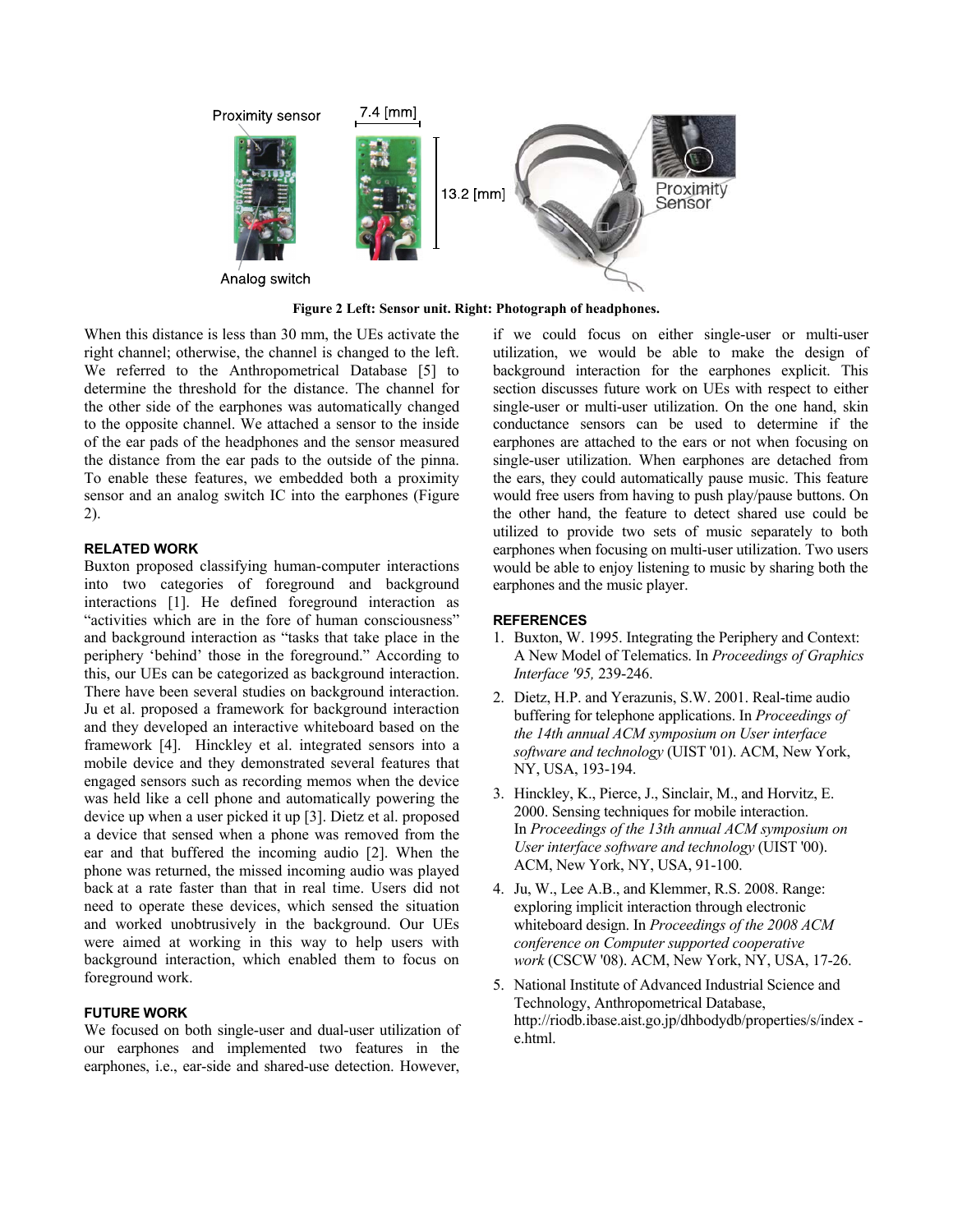Proximity sensor

7.4 [mm]

13.2 [mm]

Proximity Sensor

Analog switch

**Figure 2 Left: Sensor unit. Right: Photograph of headphones.**

When this distance is less than 30 mm, the UEs activate the right channel; otherwise, the channel is changed to the left. We referred to the Anthropometrical Database [5] to determine the threshold for the distance. The channel for the other side of the earphones was automatically changed to the opposite channel. We attached a sensor to the inside of the ear pads of the headphones and the sensor measured the distance from the ear pads to the outside of the pinna. To enable these features, we embedded both a proximity sensor and an analog switch IC into the earphones (Figure 2).

## RELATED WORK

Buxton proposed classifying human-computer interactions into two categories of foreground and background interactions [1]. He defined foreground interaction as "activities which are in the fore of human consciousness" and background interaction as "tasks that take place in the periphery 'behind' those in the foreground." According to this, our UEs can be categorized as background interaction. There have been several studies on background interaction. Ju et al. proposed a framework for background interaction and they developed an interactive whiteboard based on the framework [4]. Hinckley et al. integrated sensors into a mobile device and they demonstrated several features that engaged sensors such as recording memos when the device was held like a cell phone and automatically powering the device up when a user picked it up [3]. Dietz et al. proposed a device that sensed when a phone was removed from the ear and that buffered the incoming audio [2]. When the phone was returned, the missed incoming audio was played back at a rate faster than that in real time. Users did not need to operate these devices, which sensed the situation and worked unobtrusively in the background. Our UEs were aimed at working in this way to help users with background interaction, which enabled them to focus on foreground work.

## FUTURE WORK

We focused on both single-user and dual-user utilization of our earphones and implemented two features in the earphones, i.e., ear-side and shared-use detection. However, if we could focus on either single-user or multi-user utilization, we would be able to make the design of background interaction for the earphones explicit. This section discusses future work on UEs with respect to either single-user or multi-user utilization. On the one hand, skin conductance sensors can be used to determine if the earphones are attached to the ears or not when focusing on single-user utilization. When earphones are detached from the ears, they could automatically pause music. This feature would free users from having to push play/pause buttons. On the other hand, the feature to detect shared use could be utilized to provide two sets of music separately to both earphones when focusing on multi-user utilization. Two users would be able to enjoy listening to music by sharing both the earphones and the music player.

## REFERENCES

1. Buxton, W. 1995. Integrating the Periphery and Context: A New Model of Telematics. In *Proceedings of Graphics Interface '95,* 239-246.
2. Dietz, H.P. and Yerazunis, S.W. 2001. Real-time audio buffering for telephone applications. In *Proceedings of the 14th annual ACM symposium on User interface software and technology* (UIST '01). ACM, New York, NY, USA, 193-194.
3. Hinckley, K., Pierce, J., Sinclair, M., and Horvitz, E. 2000. Sensing techniques for mobile interaction. In *Proceedings of the 13th annual ACM symposium on User interface software and technology* (UIST '00). ACM, New York, NY, USA, 91-100.
4. Ju, W., Lee A.B., and Klemmer, R.S. 2008. Range: exploring implicit interaction through electronic whiteboard design. In *Proceedings of the 2008 ACM conference on Computer supported cooperative work* (CSCW '08). ACM, New York, NY, USA, 17-26.
5. National Institute of Advanced Industrial Science and Technology, Anthropometrical Database, http://riodb.ibase.aist.go.jp/dhbodydb/properties/s/index -e.html.